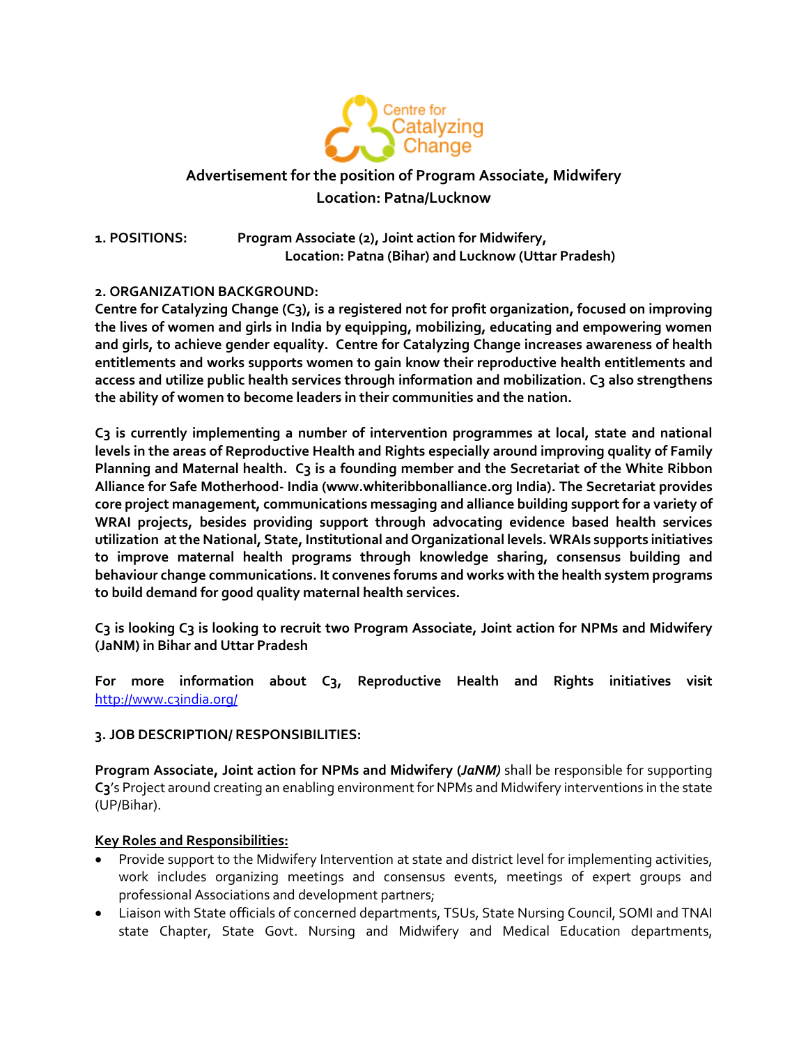# Advertisement for the position of Program Associate, Midwifery
## Location: Patna/Lucknow

**1. POSITIONS:** **Program Associate (2), Joint action for Midwifery,**
**Location: Patna (Bihar) and Lucknow (Uttar Pradesh)**

**2. ORGANIZATION BACKGROUND:**

**Centre for Catalyzing Change (C3), is a registered not for profit organization, focused on improving the lives of women and girls in India by equipping, mobilizing, educating and empowering women and girls, to achieve gender equality. Centre for Catalyzing Change increases awareness of health entitlements and works supports women to gain know their reproductive health entitlements and access and utilize public health services through information and mobilization. C3 also strengthens the ability of women to become leaders in their communities and the nation.**

**C3 is currently implementing a number of intervention programmes at local, state and national levels in the areas of Reproductive Health and Rights especially around improving quality of Family Planning and Maternal health. C3 is a founding member and the Secretariat of the White Ribbon Alliance for Safe Motherhood- India (www.whiteribbonalliance.org India). The Secretariat provides core project management, communications messaging and alliance building support for a variety of WRAI projects, besides providing support through advocating evidence based health services utilization at the National, State, Institutional and Organizational levels. WRAIs supports initiatives to improve maternal health programs through knowledge sharing, consensus building and behaviour change communications. It convenes forums and works with the health system programs to build demand for good quality maternal health services.**

**C3 is looking C3 is looking to recruit two Program Associate, Joint action for NPMs and Midwifery (JaNM) in Bihar and Uttar Pradesh**

**For more information about C3, Reproductive Health and Rights initiatives visit** [http://www.c3india.org/](http://www.c3india.org/)

**3. JOB DESCRIPTION/ RESPONSIBILITIES:**

**Program Associate, Joint action for NPMs and Midwifery (*JaNM)*** shall be responsible for supporting **C3**'s Project around creating an enabling environment for NPMs and Midwifery interventions in the state (UP/Bihar).

**<u>Key Roles and Responsibilities:</u>**

- Provide support to the Midwifery Intervention at state and district level for implementing activities, work includes organizing meetings and consensus events, meetings of expert groups and professional Associations and development partners;
- Liaison with State officials of concerned departments, TSUs, State Nursing Council, SOMI and TNAI state Chapter, State Govt. Nursing and Midwifery and Medical Education departments,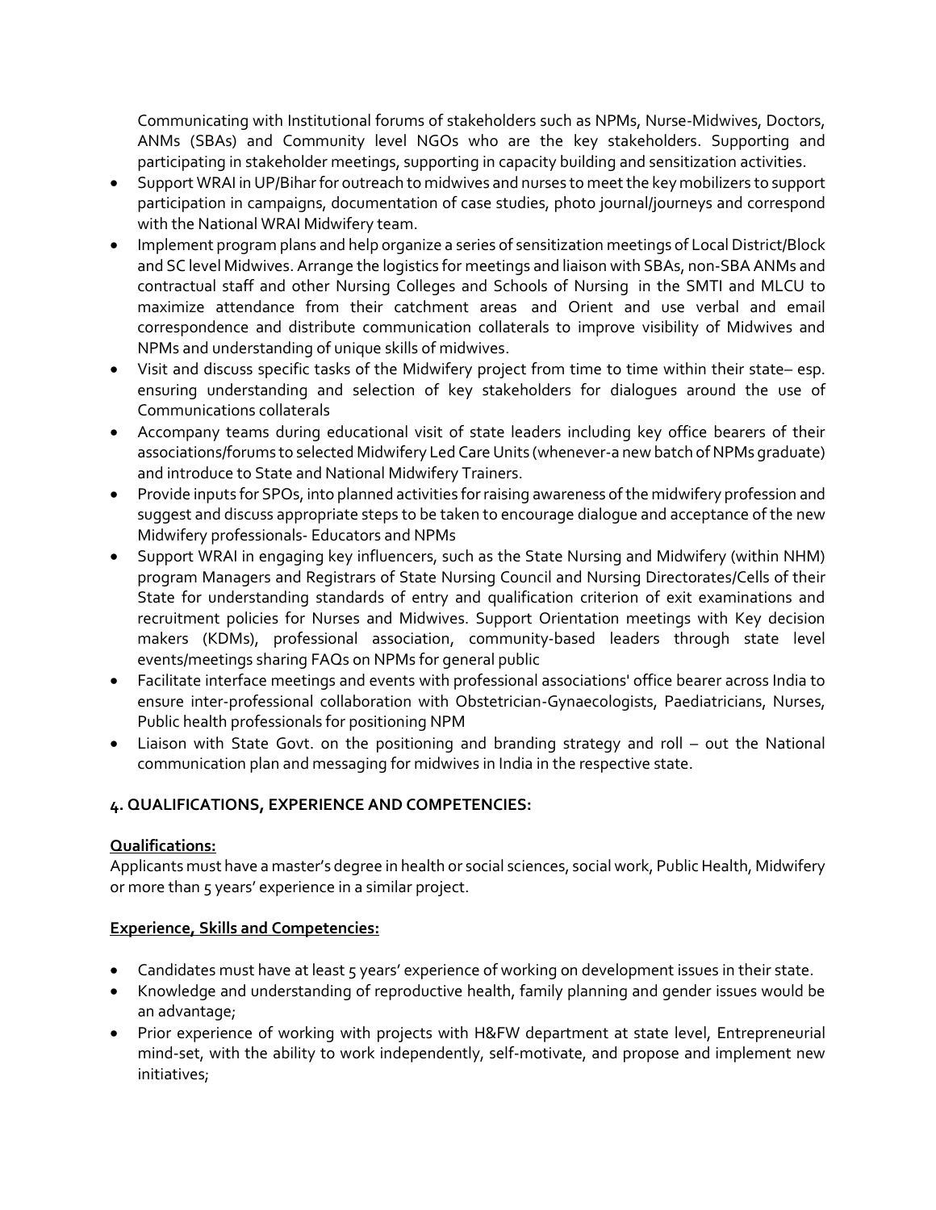Communicating with Institutional forums of stakeholders such as NPMs, Nurse-Midwives, Doctors, ANMs (SBAs) and Community level NGOs who are the key stakeholders. Supporting and participating in stakeholder meetings, supporting in capacity building and sensitization activities.

- Support WRAI in UP/Bihar for outreach to midwives and nurses to meet the key mobilizers to support participation in campaigns, documentation of case studies, photo journal/journeys and correspond with the National WRAI Midwifery team.
- Implement program plans and help organize a series of sensitization meetings of Local District/Block and SC level Midwives. Arrange the logistics for meetings and liaison with SBAs, non-SBA ANMs and contractual staff and other Nursing Colleges and Schools of Nursing in the SMTI and MLCU to maximize attendance from their catchment areas and Orient and use verbal and email correspondence and distribute communication collaterals to improve visibility of Midwives and NPMs and understanding of unique skills of midwives.
- Visit and discuss specific tasks of the Midwifery project from time to time within their state– esp. ensuring understanding and selection of key stakeholders for dialogues around the use of Communications collaterals
- Accompany teams during educational visit of state leaders including key office bearers of their associations/forums to selected Midwifery Led Care Units (whenever-a new batch of NPMs graduate) and introduce to State and National Midwifery Trainers.
- Provide inputs for SPOs, into planned activities for raising awareness of the midwifery profession and suggest and discuss appropriate steps to be taken to encourage dialogue and acceptance of the new Midwifery professionals- Educators and NPMs
- Support WRAI in engaging key influencers, such as the State Nursing and Midwifery (within NHM) program Managers and Registrars of State Nursing Council and Nursing Directorates/Cells of their State for understanding standards of entry and qualification criterion of exit examinations and recruitment policies for Nurses and Midwives. Support Orientation meetings with Key decision makers (KDMs), professional association, community-based leaders through state level events/meetings sharing FAQs on NPMs for general public
- Facilitate interface meetings and events with professional associations' office bearer across India to ensure inter-professional collaboration with Obstetrician-Gynaecologists, Paediatricians, Nurses, Public health professionals for positioning NPM
- Liaison with State Govt. on the positioning and branding strategy and roll – out the National communication plan and messaging for midwives in India in the respective state.

## 4. QUALIFICATIONS, EXPERIENCE AND COMPETENCIES:

**Qualifications:**

Applicants must have a master's degree in health or social sciences, social work, Public Health, Midwifery or more than 5 years' experience in a similar project.

**Experience, Skills and Competencies:**

- Candidates must have at least 5 years' experience of working on development issues in their state.
- Knowledge and understanding of reproductive health, family planning and gender issues would be an advantage;
- Prior experience of working with projects with H&FW department at state level, Entrepreneurial mind-set, with the ability to work independently, self-motivate, and propose and implement new initiatives;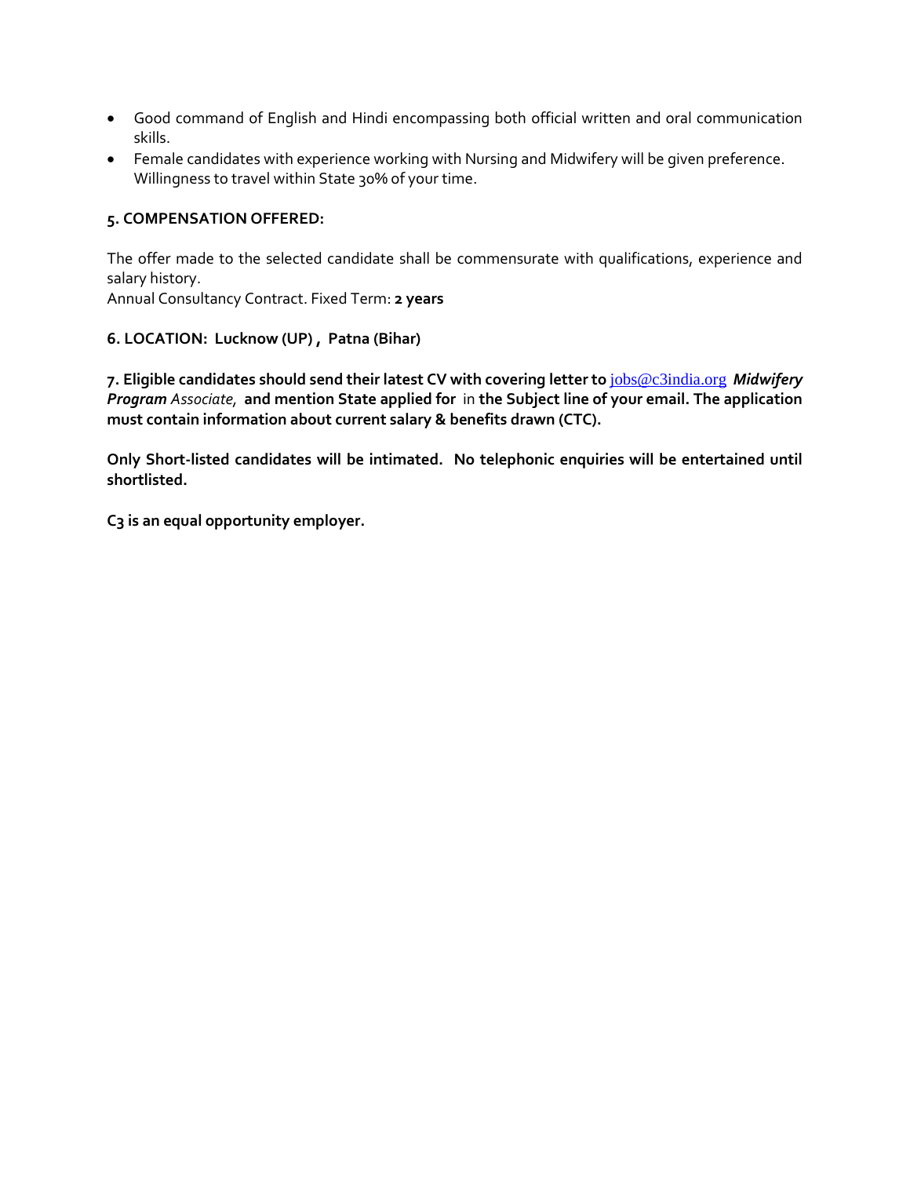- Good command of English and Hindi encompassing both official written and oral communication skills.
- Female candidates with experience working with Nursing and Midwifery will be given preference. Willingness to travel within State 30% of your time.

**5. COMPENSATION OFFERED:**

The offer made to the selected candidate shall be commensurate with qualifications, experience and salary history.
Annual Consultancy Contract. Fixed Term: **2 years**

**6. LOCATION: Lucknow (UP) , Patna (Bihar)**

**7. Eligible candidates should send their latest CV with covering letter to** jobs@c3india.org ***Midwifery Program*** *Associate,* **and mention State applied for** in **the Subject line of your email. The application must contain information about current salary & benefits drawn (CTC).**

**Only Short-listed candidates will be intimated. No telephonic enquiries will be entertained until shortlisted.**

**C3 is an equal opportunity employer.**